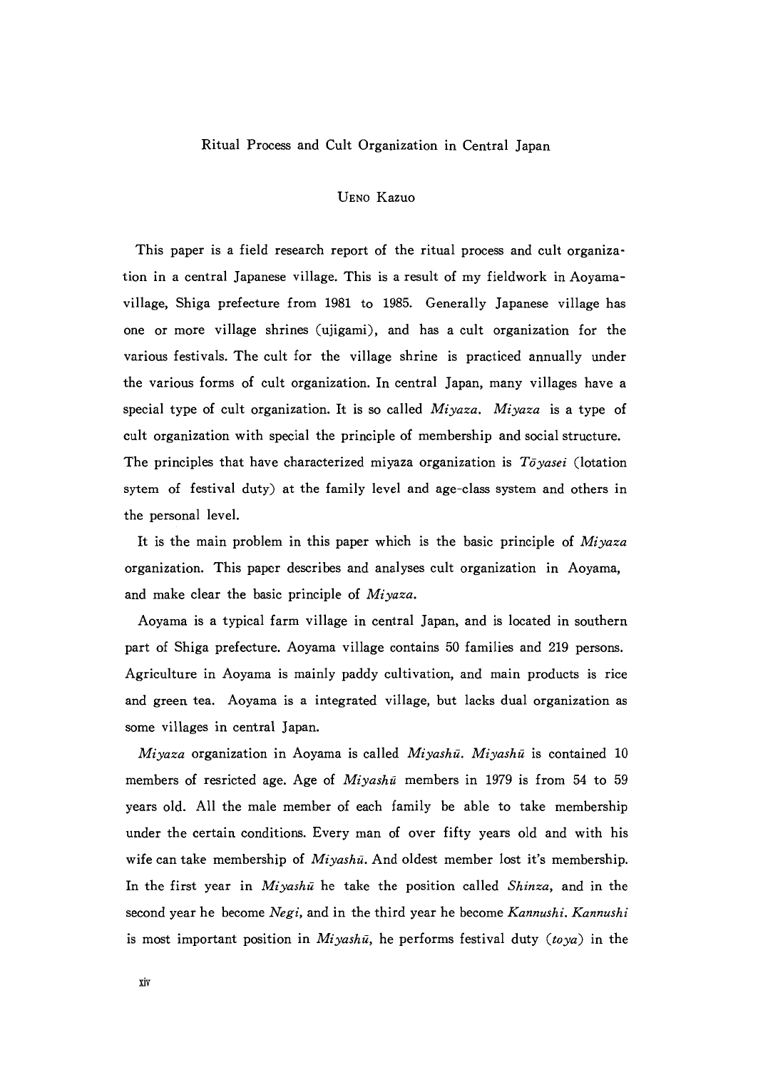# Ritual Process and Cult Organization in Central Japan

UENO Kazuo

This paper is a field research report of the ritual process and cult organization in a central Japanese village. This is a result of my fieldwork in Aoyama-village, Shiga prefecture from 1981 to 1985. Generally Japanese village has one or more village shrines (ujigami), and has a cult organization for the various festivals. The cult for the village shrine is practiced annually under the various forms of cult organization. In central Japan, many villages have a special type of cult organization. It is so called *Miyaza*. *Miyaza* is a type of cult organization with special the principle of membership and social structure. The principles that have characterized miyaza organization is *Tōyasei* (lotation sytem of festival duty) at the family level and age-class system and others in the personal level.

It is the main problem in this paper which is the basic principle of *Miyaza* organization. This paper describes and analyses cult organization in Aoyama, and make clear the basic principle of *Miyaza*.

Aoyama is a typical farm village in central Japan, and is located in southern part of Shiga prefecture. Aoyama village contains 50 families and 219 persons. Agriculture in Aoyama is mainly paddy cultivation, and main products is rice and green tea. Aoyama is a integrated village, but lacks dual organization as some villages in central Japan.

*Miyaza* organization in Aoyama is called *Miyashū*. *Miyashū* is contained 10 members of resricted age. Age of *Miyashū* members in 1979 is from 54 to 59 years old. All the male member of each family be able to take membership under the certain conditions. Every man of over fifty years old and with his wife can take membership of *Miyashū*. And oldest member lost it's membership. In the first year in *Miyashū* he take the position called *Shinza*, and in the second year he become *Negi*, and in the third year he become *Kannushi*. *Kannushi* is most important position in *Miyashū*, he performs festival duty (*toya*) in the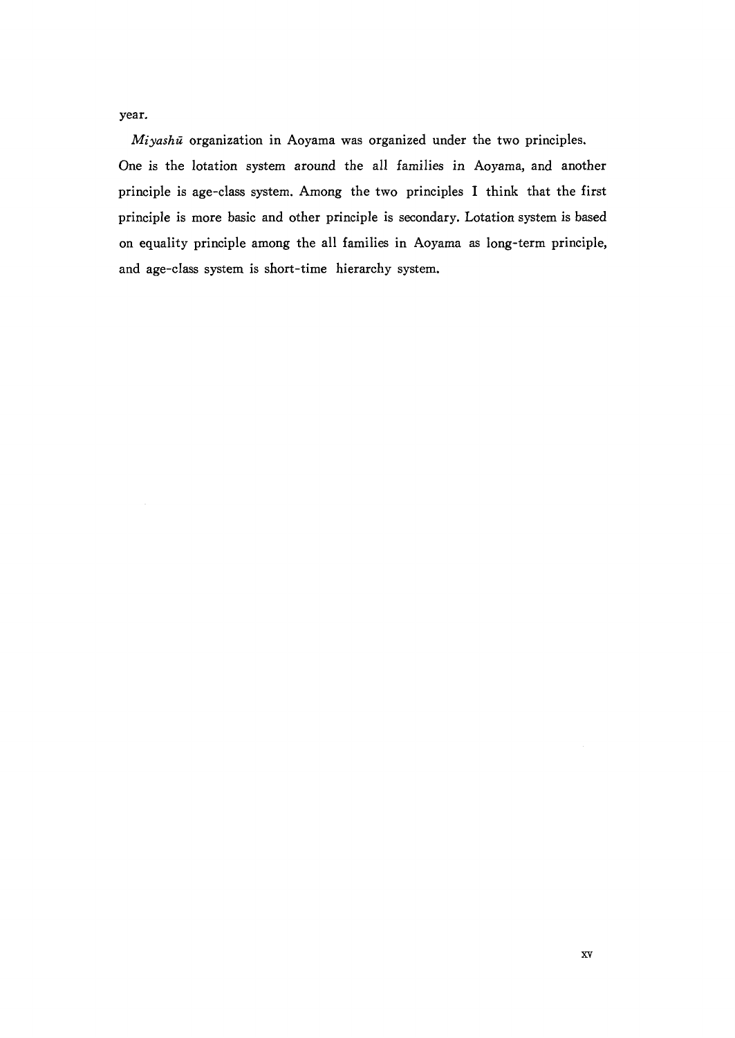year.

*Miyashū* organization in Aoyama was organized under the two principles. One is the lotation system around the all families in Aoyama, and another principle is age-class system. Among the two principles I think that the first principle is more basic and other principle is secondary. Lotation system is based on equality principle among the all families in Aoyama as long-term principle, and age-class system is short-time hierarchy system.